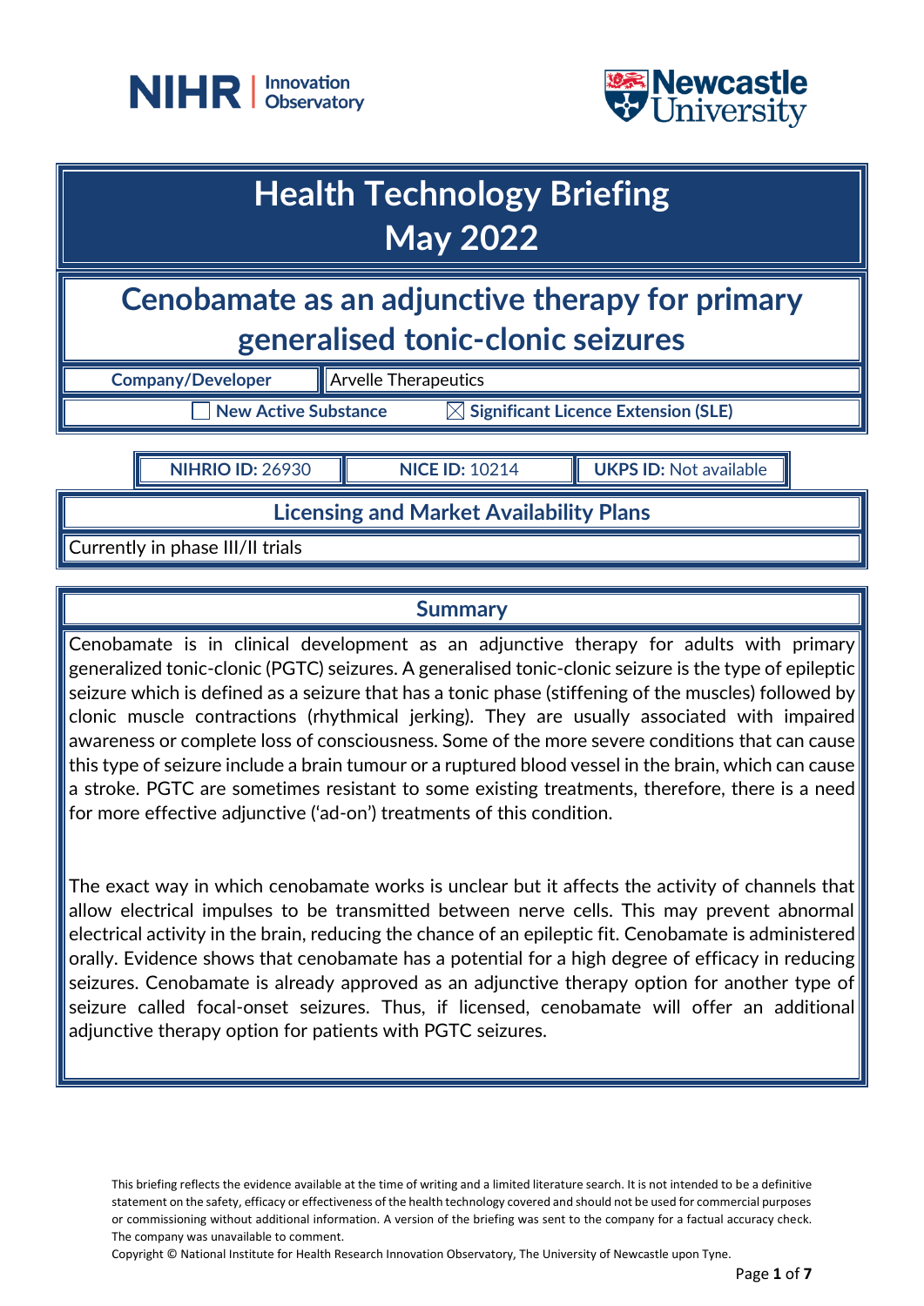# Health Technology Briefing
# May 2022

## Cenobamate as an adjunctive therapy for primary generalised tonic-clonic seizures

| **Company/Developer** | Arvelle Therapeutics |
|---|---|

☐ **New Active Substance** ☒ **Significant Licence Extension (SLE)**

| **NIHRIO ID:** 26930 | **NICE ID:** 10214 | **UKPS ID:** Not available |
|---|---|---|

### Licensing and Market Availability Plans

Currently in phase III/II trials

### Summary

Cenobamate is in clinical development as an adjunctive therapy for adults with primary generalized tonic-clonic (PGTC) seizures. A generalised tonic-clonic seizure is the type of epileptic seizure which is defined as a seizure that has a tonic phase (stiffening of the muscles) followed by clonic muscle contractions (rhythmical jerking). They are usually associated with impaired awareness or complete loss of consciousness. Some of the more severe conditions that can cause this type of seizure include a brain tumour or a ruptured blood vessel in the brain, which can cause a stroke. PGTC are sometimes resistant to some existing treatments, therefore, there is a need for more effective adjunctive ('ad-on') treatments of this condition.

The exact way in which cenobamate works is unclear but it affects the activity of channels that allow electrical impulses to be transmitted between nerve cells. This may prevent abnormal electrical activity in the brain, reducing the chance of an epileptic fit. Cenobamate is administered orally. Evidence shows that cenobamate has a potential for a high degree of efficacy in reducing seizures. Cenobamate is already approved as an adjunctive therapy option for another type of seizure called focal-onset seizures. Thus, if licensed, cenobamate will offer an additional adjunctive therapy option for patients with PGTC seizures.

This briefing reflects the evidence available at the time of writing and a limited literature search. It is not intended to be a definitive statement on the safety, efficacy or effectiveness of the health technology covered and should not be used for commercial purposes or commissioning without additional information. A version of the briefing was sent to the company for a factual accuracy check. The company was unavailable to comment.

Copyright © National Institute for Health Research Innovation Observatory, The University of Newcastle upon Tyne.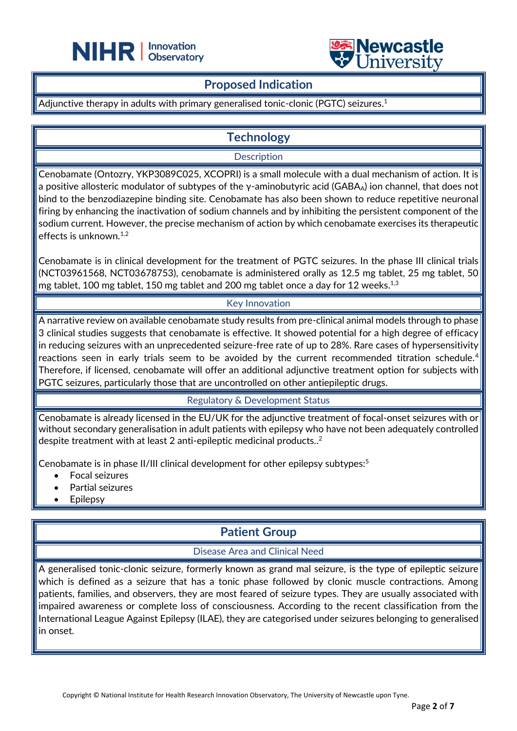## Proposed Indication

Adjunctive therapy in adults with primary generalised tonic-clonic (PGTC) seizures.[1]

## Technology

### Description

Cenobamate (Ontozry, YKP3089C025, XCOPRI) is a small molecule with a dual mechanism of action. It is a positive allosteric modulator of subtypes of the γ-aminobutyric acid ($GABA_A$) ion channel, that does not bind to the benzodiazepine binding site. Cenobamate has also been shown to reduce repetitive neuronal firing by enhancing the inactivation of sodium channels and by inhibiting the persistent component of the sodium current. However, the precise mechanism of action by which cenobamate exercises its therapeutic effects is unknown.[1,2]

Cenobamate is in clinical development for the treatment of PGTC seizures. In the phase III clinical trials (NCT03961568, NCT03678753), cenobamate is administered orally as 12.5 mg tablet, 25 mg tablet, 50 mg tablet, 100 mg tablet, 150 mg tablet and 200 mg tablet once a day for 12 weeks.[1,3]

### Key Innovation

A narrative review on available cenobamate study results from pre-clinical animal models through to phase 3 clinical studies suggests that cenobamate is effective. It showed potential for a high degree of efficacy in reducing seizures with an unprecedented seizure-free rate of up to 28%. Rare cases of hypersensitivity reactions seen in early trials seem to be avoided by the current recommended titration schedule.[4] Therefore, if licensed, cenobamate will offer an additional adjunctive treatment option for subjects with PGTC seizures, particularly those that are uncontrolled on other antiepileptic drugs.

### Regulatory & Development Status

Cenobamate is already licensed in the EU/UK for the adjunctive treatment of focal-onset seizures with or without secondary generalisation in adult patients with epilepsy who have not been adequately controlled despite treatment with at least 2 anti-epileptic medicinal products..[2]

Cenobamate is in phase II/III clinical development for other epilepsy subtypes:[5]

- Focal seizures
- Partial seizures
- Epilepsy

## Patient Group

### Disease Area and Clinical Need

A generalised tonic-clonic seizure, formerly known as grand mal seizure, is the type of epileptic seizure which is defined as a seizure that has a tonic phase followed by clonic muscle contractions. Among patients, families, and observers, they are most feared of seizure types. They are usually associated with impaired awareness or complete loss of consciousness. According to the recent classification from the International League Against Epilepsy (ILAE), they are categorised under seizures belonging to generalised in onset.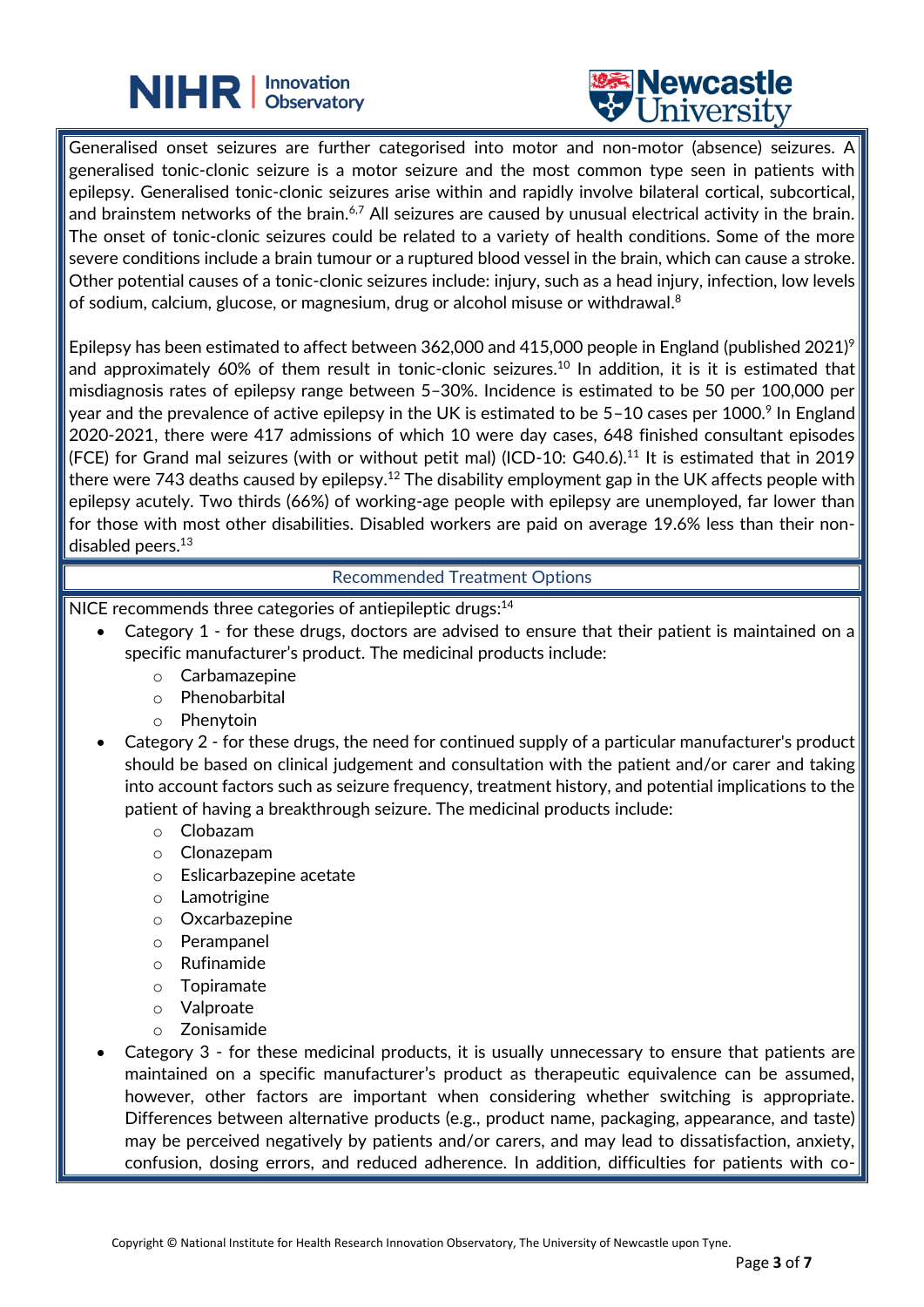Generalised onset seizures are further categorised into motor and non-motor (absence) seizures. A generalised tonic-clonic seizure is a motor seizure and the most common type seen in patients with epilepsy. Generalised tonic-clonic seizures arise within and rapidly involve bilateral cortical, subcortical, and brainstem networks of the brain.[6,7] All seizures are caused by unusual electrical activity in the brain. The onset of tonic-clonic seizures could be related to a variety of health conditions. Some of the more severe conditions include a brain tumour or a ruptured blood vessel in the brain, which can cause a stroke. Other potential causes of a tonic-clonic seizures include: injury, such as a head injury, infection, low levels of sodium, calcium, glucose, or magnesium, drug or alcohol misuse or withdrawal.[8]

Epilepsy has been estimated to affect between 362,000 and 415,000 people in England (published 2021)[9] and approximately 60% of them result in tonic-clonic seizures.[10] In addition, it is it is estimated that misdiagnosis rates of epilepsy range between 5–30%. Incidence is estimated to be 50 per 100,000 per year and the prevalence of active epilepsy in the UK is estimated to be 5–10 cases per 1000.[9] In England 2020-2021, there were 417 admissions of which 10 were day cases, 648 finished consultant episodes (FCE) for Grand mal seizures (with or without petit mal) (ICD-10: G40.6).[11] It is estimated that in 2019 there were 743 deaths caused by epilepsy.[12] The disability employment gap in the UK affects people with epilepsy acutely. Two thirds (66%) of working-age people with epilepsy are unemployed, far lower than for those with most other disabilities. Disabled workers are paid on average 19.6% less than their non-disabled peers.[13]

## Recommended Treatment Options

NICE recommends three categories of antiepileptic drugs:[14]

- Category 1 - for these drugs, doctors are advised to ensure that their patient is maintained on a specific manufacturer's product. The medicinal products include:
  - Carbamazepine
  - Phenobarbital
  - Phenytoin
- Category 2 - for these drugs, the need for continued supply of a particular manufacturer's product should be based on clinical judgement and consultation with the patient and/or carer and taking into account factors such as seizure frequency, treatment history, and potential implications to the patient of having a breakthrough seizure. The medicinal products include:
  - Clobazam
  - Clonazepam
  - Eslicarbazepine acetate
  - Lamotrigine
  - Oxcarbazepine
  - Perampanel
  - Rufinamide
  - Topiramate
  - Valproate
  - Zonisamide
- Category 3 - for these medicinal products, it is usually unnecessary to ensure that patients are maintained on a specific manufacturer's product as therapeutic equivalence can be assumed, however, other factors are important when considering whether switching is appropriate. Differences between alternative products (e.g., product name, packaging, appearance, and taste) may be perceived negatively by patients and/or carers, and may lead to dissatisfaction, anxiety, confusion, dosing errors, and reduced adherence. In addition, difficulties for patients with co-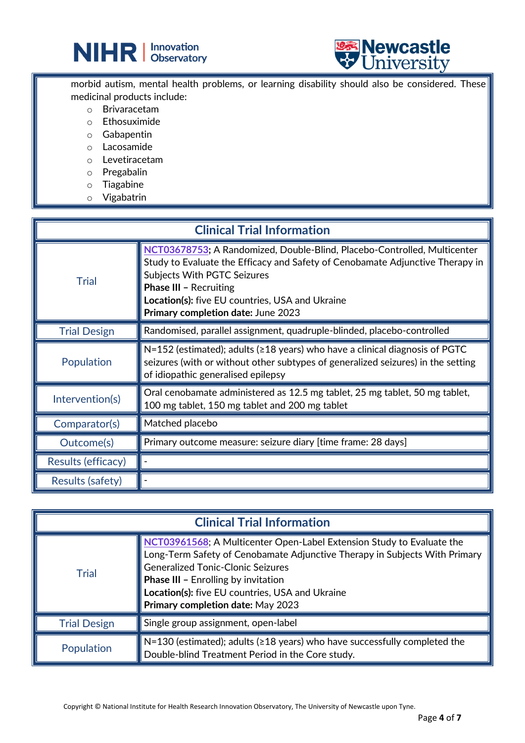morbid autism, mental health problems, or learning disability should also be considered. These medicinal products include:

- Brivaracetam
- Ethosuximide
- Gabapentin
- Lacosamide
- Levetiracetam
- Pregabalin
- Tiagabine
- Vigabatrin

| Clinical Trial Information | |
|---|---|
| Trial | **NCT03678753**; A Randomized, Double-Blind, Placebo-Controlled, Multicenter Study to Evaluate the Efficacy and Safety of Cenobamate Adjunctive Therapy in Subjects With PGTC Seizures<br>**Phase III –** Recruiting<br>**Location(s):** five EU countries, USA and Ukraine<br>**Primary completion date:** June 2023 |
| Trial Design | Randomised, parallel assignment, quadruple-blinded, placebo-controlled |
| Population | N=152 (estimated); adults (≥18 years) who have a clinical diagnosis of PGTC seizures (with or without other subtypes of generalized seizures) in the setting of idiopathic generalised epilepsy |
| Intervention(s) | Oral cenobamate administered as 12.5 mg tablet, 25 mg tablet, 50 mg tablet, 100 mg tablet, 150 mg tablet and 200 mg tablet |
| Comparator(s) | Matched placebo |
| Outcome(s) | Primary outcome measure: seizure diary [time frame: 28 days] |
| Results (efficacy) | - |
| Results (safety) | - |

| Clinical Trial Information | |
|---|---|
| Trial | **NCT03961568**; A Multicenter Open-Label Extension Study to Evaluate the Long-Term Safety of Cenobamate Adjunctive Therapy in Subjects With Primary Generalized Tonic-Clonic Seizures<br>**Phase III –** Enrolling by invitation<br>**Location(s):** five EU countries, USA and Ukraine<br>**Primary completion date:** May 2023 |
| Trial Design | Single group assignment, open-label |
| Population | N=130 (estimated); adults (≥18 years) who have successfully completed the Double-blind Treatment Period in the Core study. |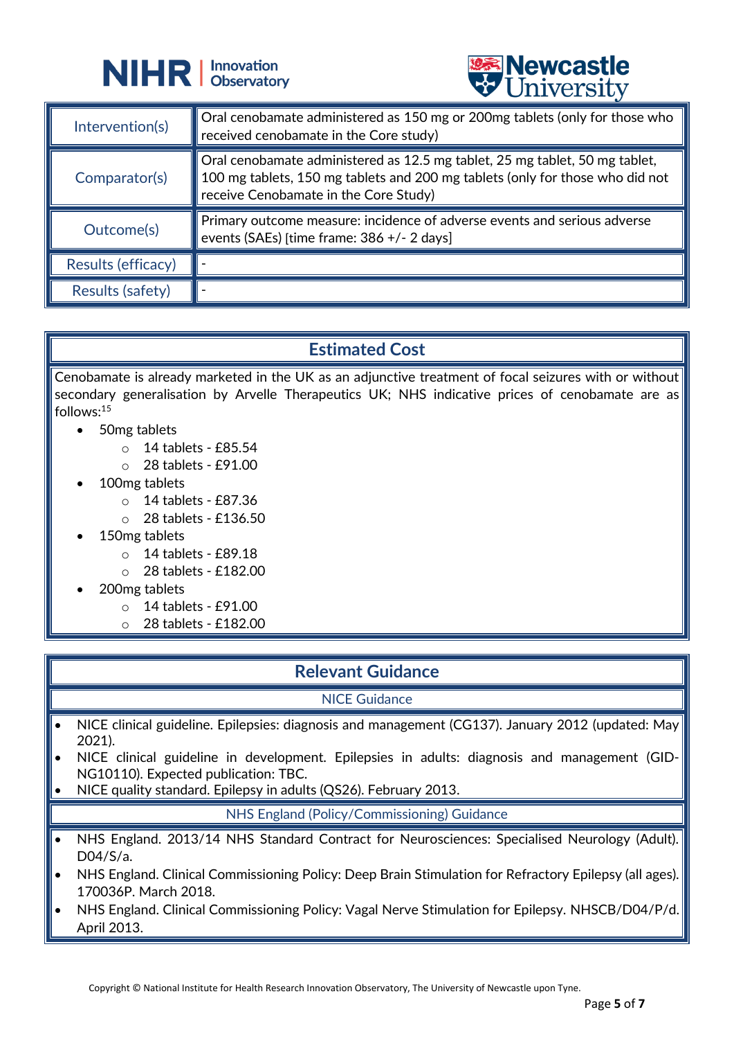| | |
|---|---|
| Intervention(s) | Oral cenobamate administered as 150 mg or 200mg tablets (only for those who received cenobamate in the Core study) |
| Comparator(s) | Oral cenobamate administered as 12.5 mg tablet, 25 mg tablet, 50 mg tablet, 100 mg tablets, 150 mg tablets and 200 mg tablets (only for those who did not receive Cenobamate in the Core Study) |
| Outcome(s) | Primary outcome measure: incidence of adverse events and serious adverse events (SAEs) [time frame: 386 +/- 2 days] |
| Results (efficacy) | - |
| Results (safety) | - |

## Estimated Cost

Cenobamate is already marketed in the UK as an adjunctive treatment of focal seizures with or without secondary generalisation by Arvelle Therapeutics UK; NHS indicative prices of cenobamate are as follows:[15]

- 50mg tablets
  - 14 tablets - £85.54
  - 28 tablets - £91.00
- 100mg tablets
  - 14 tablets - £87.36
  - 28 tablets - £136.50
- 150mg tablets
  - 14 tablets - £89.18
  - 28 tablets - £182.00
- 200mg tablets
  - 14 tablets - £91.00
  - 28 tablets - £182.00

## Relevant Guidance

### NICE Guidance

- NICE clinical guideline. Epilepsies: diagnosis and management (CG137). January 2012 (updated: May 2021).
- NICE clinical guideline in development. Epilepsies in adults: diagnosis and management (GID-NG10110). Expected publication: TBC.
- NICE quality standard. Epilepsy in adults (QS26). February 2013.

### NHS England (Policy/Commissioning) Guidance

- NHS England. 2013/14 NHS Standard Contract for Neurosciences: Specialised Neurology (Adult). D04/S/a.
- NHS England. Clinical Commissioning Policy: Deep Brain Stimulation for Refractory Epilepsy (all ages). 170036P. March 2018.
- NHS England. Clinical Commissioning Policy: Vagal Nerve Stimulation for Epilepsy. NHSCB/D04/P/d. April 2013.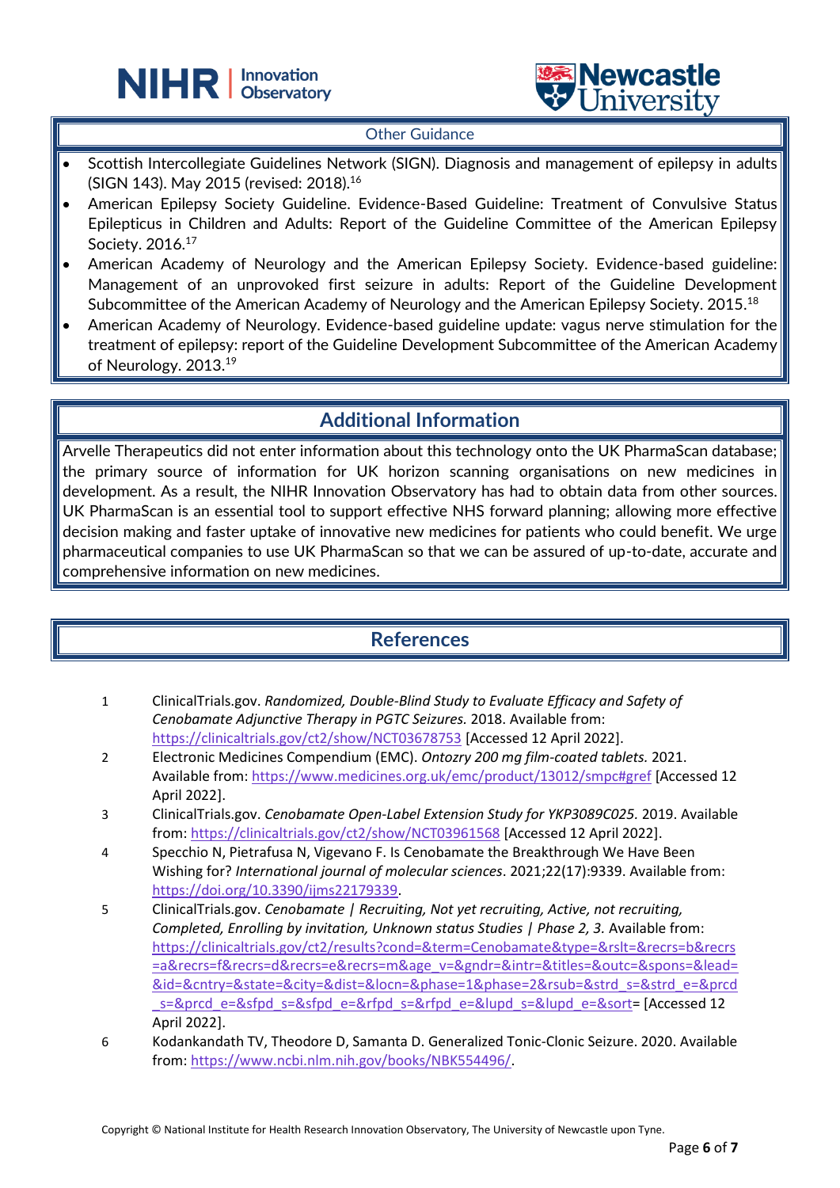## Other Guidance

- Scottish Intercollegiate Guidelines Network (SIGN). Diagnosis and management of epilepsy in adults (SIGN 143). May 2015 (revised: 2018).[16]
- American Epilepsy Society Guideline. Evidence-Based Guideline: Treatment of Convulsive Status Epilepticus in Children and Adults: Report of the Guideline Committee of the American Epilepsy Society. 2016.[17]
- American Academy of Neurology and the American Epilepsy Society. Evidence-based guideline: Management of an unprovoked first seizure in adults: Report of the Guideline Development Subcommittee of the American Academy of Neurology and the American Epilepsy Society. 2015.[18]
- American Academy of Neurology. Evidence-based guideline update: vagus nerve stimulation for the treatment of epilepsy: report of the Guideline Development Subcommittee of the American Academy of Neurology. 2013.[19]

## Additional Information

Arvelle Therapeutics did not enter information about this technology onto the UK PharmaScan database; the primary source of information for UK horizon scanning organisations on new medicines in development. As a result, the NIHR Innovation Observatory has had to obtain data from other sources. UK PharmaScan is an essential tool to support effective NHS forward planning; allowing more effective decision making and faster uptake of innovative new medicines for patients who could benefit. We urge pharmaceutical companies to use UK PharmaScan so that we can be assured of up-to-date, accurate and comprehensive information on new medicines.

## References

1. ClinicalTrials.gov. *Randomized, Double-Blind Study to Evaluate Efficacy and Safety of Cenobamate Adjunctive Therapy in PGTC Seizures.* 2018. Available from: https://clinicaltrials.gov/ct2/show/NCT03678753 [Accessed 12 April 2022].
2. Electronic Medicines Compendium (EMC). *Ontozry 200 mg film-coated tablets.* 2021. Available from: https://www.medicines.org.uk/emc/product/13012/smpc#gref [Accessed 12 April 2022].
3. ClinicalTrials.gov. *Cenobamate Open-Label Extension Study for YKP3089C025.* 2019. Available from: https://clinicaltrials.gov/ct2/show/NCT03961568 [Accessed 12 April 2022].
4. Specchio N, Pietrafusa N, Vigevano F. Is Cenobamate the Breakthrough We Have Been Wishing for? *International journal of molecular sciences*. 2021;22(17):9339. Available from: https://doi.org/10.3390/ijms22179339.
5. ClinicalTrials.gov. *Cenobamate | Recruiting, Not yet recruiting, Active, not recruiting, Completed, Enrolling by invitation, Unknown status Studies | Phase 2, 3.* Available from: https://clinicaltrials.gov/ct2/results?cond=&term=Cenobamate&type=&rslt=&recrs=b&recrs=a&recrs=f&recrs=d&recrs=e&recrs=m&age_v=&gndr=&intr=&titles=&outc=&spons=&lead=&id=&cntry=&state=&city=&dist=&locn=&phase=1&phase=2&rsub=&strd_s=&strd_e=&prcd_s=&prcd_e=&sfpd_s=&sfpd_e=&rfpd_s=&rfpd_e=&lupd_s=&lupd_e=&sort= [Accessed 12 April 2022].
6. Kodankandath TV, Theodore D, Samanta D. Generalized Tonic-Clonic Seizure. 2020. Available from: https://www.ncbi.nlm.nih.gov/books/NBK554496/.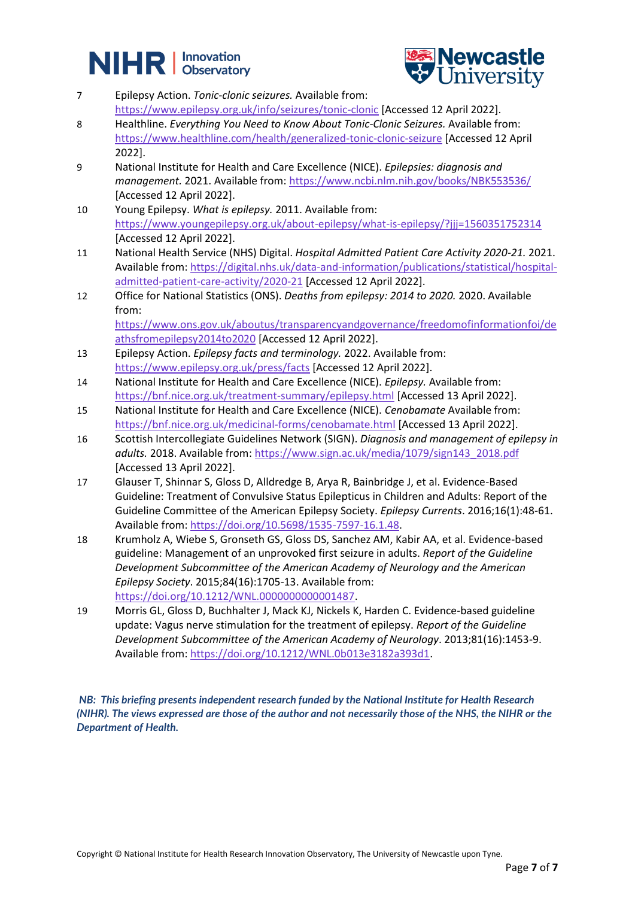7. Epilepsy Action. *Tonic-clonic seizures.* Available from: https://www.epilepsy.org.uk/info/seizures/tonic-clonic [Accessed 12 April 2022].
8. Healthline. *Everything You Need to Know About Tonic-Clonic Seizures.* Available from: https://www.healthline.com/health/generalized-tonic-clonic-seizure [Accessed 12 April 2022].
9. National Institute for Health and Care Excellence (NICE). *Epilepsies: diagnosis and management.* 2021. Available from: https://www.ncbi.nlm.nih.gov/books/NBK553536/ [Accessed 12 April 2022].
10. Young Epilepsy. *What is epilepsy.* 2011. Available from: https://www.youngepilepsy.org.uk/about-epilepsy/what-is-epilepsy/?jjj=1560351752314 [Accessed 12 April 2022].
11. National Health Service (NHS) Digital. *Hospital Admitted Patient Care Activity 2020-21.* 2021. Available from: https://digital.nhs.uk/data-and-information/publications/statistical/hospital-admitted-patient-care-activity/2020-21 [Accessed 12 April 2022].
12. Office for National Statistics (ONS). *Deaths from epilepsy: 2014 to 2020.* 2020. Available from: https://www.ons.gov.uk/aboutus/transparencyandgovernance/freedomofinformationfoi/deathsfromepilepsy2014to2020 [Accessed 12 April 2022].
13. Epilepsy Action. *Epilepsy facts and terminology.* 2022. Available from: https://www.epilepsy.org.uk/press/facts [Accessed 12 April 2022].
14. National Institute for Health and Care Excellence (NICE). *Epilepsy.* Available from: https://bnf.nice.org.uk/treatment-summary/epilepsy.html [Accessed 13 April 2022].
15. National Institute for Health and Care Excellence (NICE). *Cenobamate* Available from: https://bnf.nice.org.uk/medicinal-forms/cenobamate.html [Accessed 13 April 2022].
16. Scottish Intercollegiate Guidelines Network (SIGN). *Diagnosis and management of epilepsy in adults.* 2018. Available from: https://www.sign.ac.uk/media/1079/sign143_2018.pdf [Accessed 13 April 2022].
17. Glauser T, Shinnar S, Gloss D, Alldredge B, Arya R, Bainbridge J, et al. Evidence-Based Guideline: Treatment of Convulsive Status Epilepticus in Children and Adults: Report of the Guideline Committee of the American Epilepsy Society. *Epilepsy Currents*. 2016;16(1):48-61. Available from: https://doi.org/10.5698/1535-7597-16.1.48.
18. Krumholz A, Wiebe S, Gronseth GS, Gloss DS, Sanchez AM, Kabir AA, et al. Evidence-based guideline: Management of an unprovoked first seizure in adults. *Report of the Guideline Development Subcommittee of the American Academy of Neurology and the American Epilepsy Society*. 2015;84(16):1705-13. Available from: https://doi.org/10.1212/WNL.0000000000001487.
19. Morris GL, Gloss D, Buchhalter J, Mack KJ, Nickels K, Harden C. Evidence-based guideline update: Vagus nerve stimulation for the treatment of epilepsy. *Report of the Guideline Development Subcommittee of the American Academy of Neurology*. 2013;81(16):1453-9. Available from: https://doi.org/10.1212/WNL.0b013e3182a393d1.

***NB: This briefing presents independent research funded by the National Institute for Health Research (NIHR). The views expressed are those of the author and not necessarily those of the NHS, the NIHR or the Department of Health.***

Copyright © National Institute for Health Research Innovation Observatory, The University of Newcastle upon Tyne.